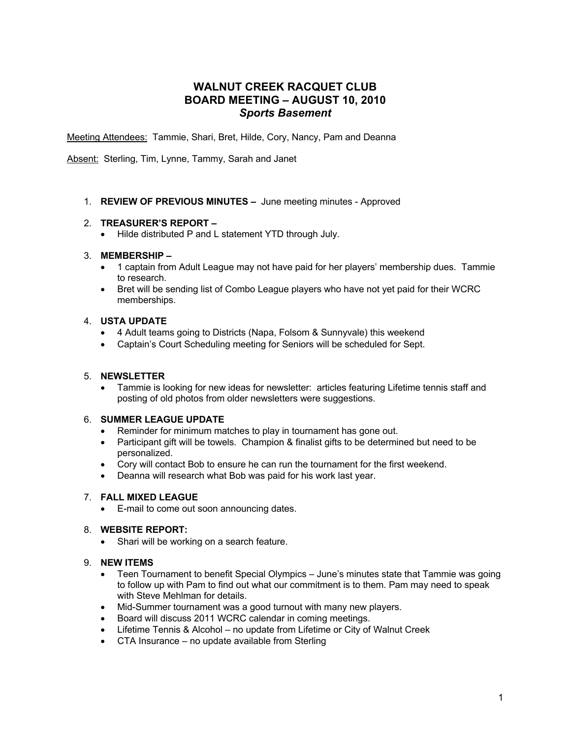# WALNUT CREEK RACQUET CLUB
## BOARD MEETING – AUGUST 10, 2010
### *Sports Basement*

Meeting Attendees: Tammie, Shari, Bret, Hilde, Cory, Nancy, Pam and Deanna

Absent: Sterling, Tim, Lynne, Tammy, Sarah and Janet

1. **REVIEW OF PREVIOUS MINUTES –** June meeting minutes - Approved

2. **TREASURER'S REPORT –**
   - Hilde distributed P and L statement YTD through July.

3. **MEMBERSHIP –**
   - 1 captain from Adult League may not have paid for her players' membership dues. Tammie to research.
   - Bret will be sending list of Combo League players who have not yet paid for their WCRC memberships.

4. **USTA UPDATE**
   - 4 Adult teams going to Districts (Napa, Folsom & Sunnyvale) this weekend
   - Captain's Court Scheduling meeting for Seniors will be scheduled for Sept.

5. **NEWSLETTER**
   - Tammie is looking for new ideas for newsletter: articles featuring Lifetime tennis staff and posting of old photos from older newsletters were suggestions.

6. **SUMMER LEAGUE UPDATE**
   - Reminder for minimum matches to play in tournament has gone out.
   - Participant gift will be towels. Champion & finalist gifts to be determined but need to be personalized.
   - Cory will contact Bob to ensure he can run the tournament for the first weekend.
   - Deanna will research what Bob was paid for his work last year.

7. **FALL MIXED LEAGUE**
   - E-mail to come out soon announcing dates.

8. **WEBSITE REPORT:**
   - Shari will be working on a search feature.

9. **NEW ITEMS**
   - Teen Tournament to benefit Special Olympics – June's minutes state that Tammie was going to follow up with Pam to find out what our commitment is to them. Pam may need to speak with Steve Mehlman for details.
   - Mid-Summer tournament was a good turnout with many new players.
   - Board will discuss 2011 WCRC calendar in coming meetings.
   - Lifetime Tennis & Alcohol – no update from Lifetime or City of Walnut Creek
   - CTA Insurance – no update available from Sterling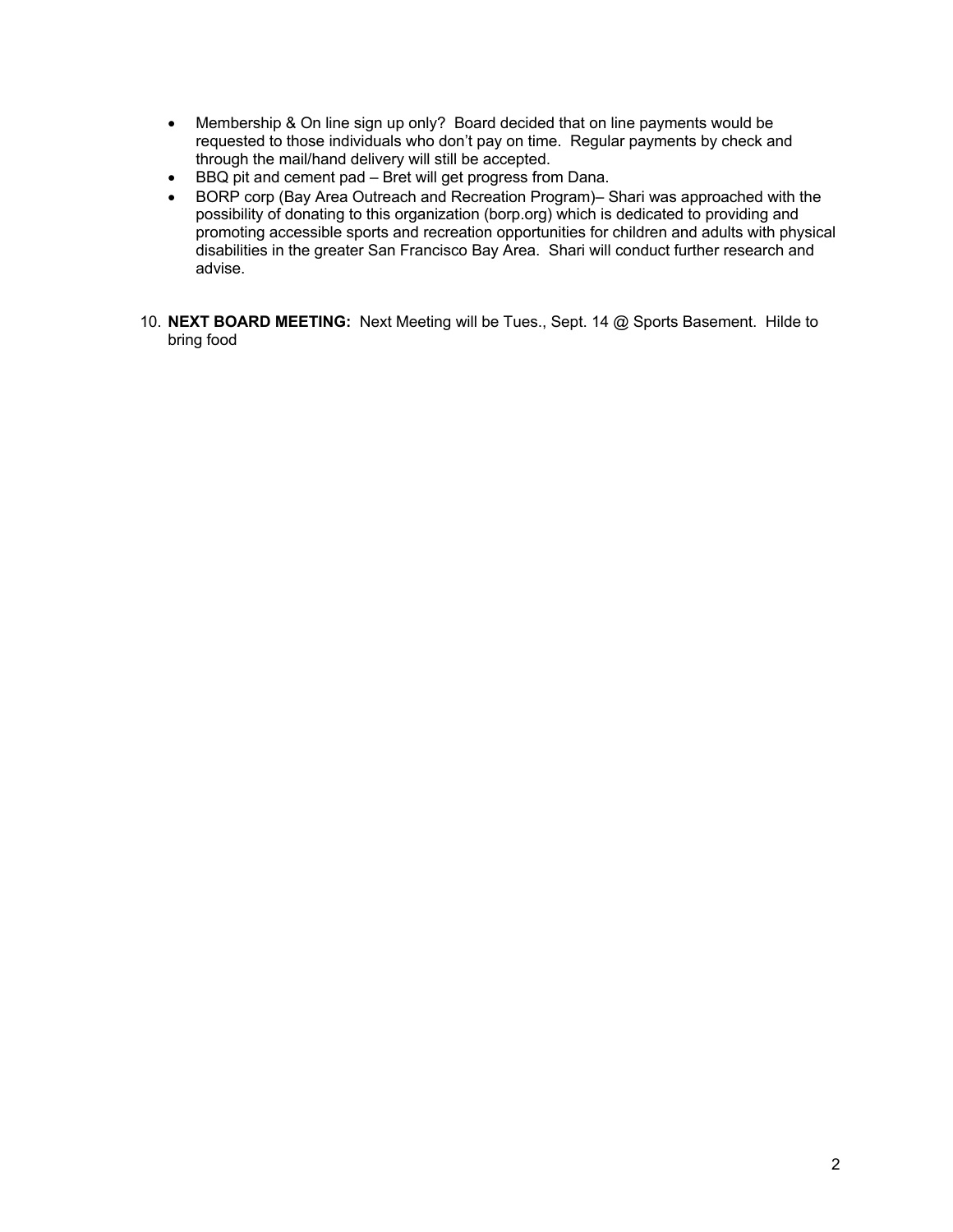- Membership & On line sign up only? Board decided that on line payments would be requested to those individuals who don't pay on time. Regular payments by check and through the mail/hand delivery will still be accepted.
- BBQ pit and cement pad – Bret will get progress from Dana.
- BORP corp (Bay Area Outreach and Recreation Program)– Shari was approached with the possibility of donating to this organization (borp.org) which is dedicated to providing and promoting accessible sports and recreation opportunities for children and adults with physical disabilities in the greater San Francisco Bay Area. Shari will conduct further research and advise.

10. **NEXT BOARD MEETING:** Next Meeting will be Tues., Sept. 14 @ Sports Basement. Hilde to bring food